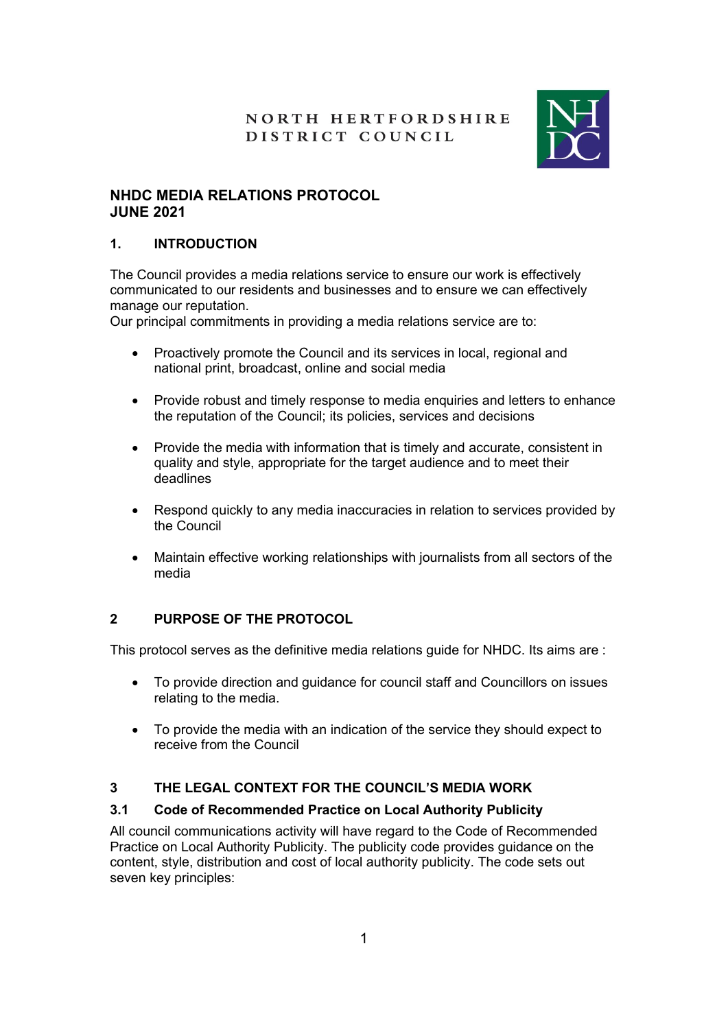NORTH HERTFORDSHIRE
DISTRICT COUNCIL

# NHDC MEDIA RELATIONS PROTOCOL
# JUNE 2021

## 1. INTRODUCTION

The Council provides a media relations service to ensure our work is effectively communicated to our residents and businesses and to ensure we can effectively manage our reputation.
Our principal commitments in providing a media relations service are to:

- Proactively promote the Council and its services in local, regional and national print, broadcast, online and social media
- Provide robust and timely response to media enquiries and letters to enhance the reputation of the Council; its policies, services and decisions
- Provide the media with information that is timely and accurate, consistent in quality and style, appropriate for the target audience and to meet their deadlines
- Respond quickly to any media inaccuracies in relation to services provided by the Council
- Maintain effective working relationships with journalists from all sectors of the media

## 2 PURPOSE OF THE PROTOCOL

This protocol serves as the definitive media relations guide for NHDC. Its aims are :

- To provide direction and guidance for council staff and Councillors on issues relating to the media.
- To provide the media with an indication of the service they should expect to receive from the Council

## 3 THE LEGAL CONTEXT FOR THE COUNCIL'S MEDIA WORK

### 3.1 Code of Recommended Practice on Local Authority Publicity

All council communications activity will have regard to the Code of Recommended Practice on Local Authority Publicity. The publicity code provides guidance on the content, style, distribution and cost of local authority publicity. The code sets out seven key principles: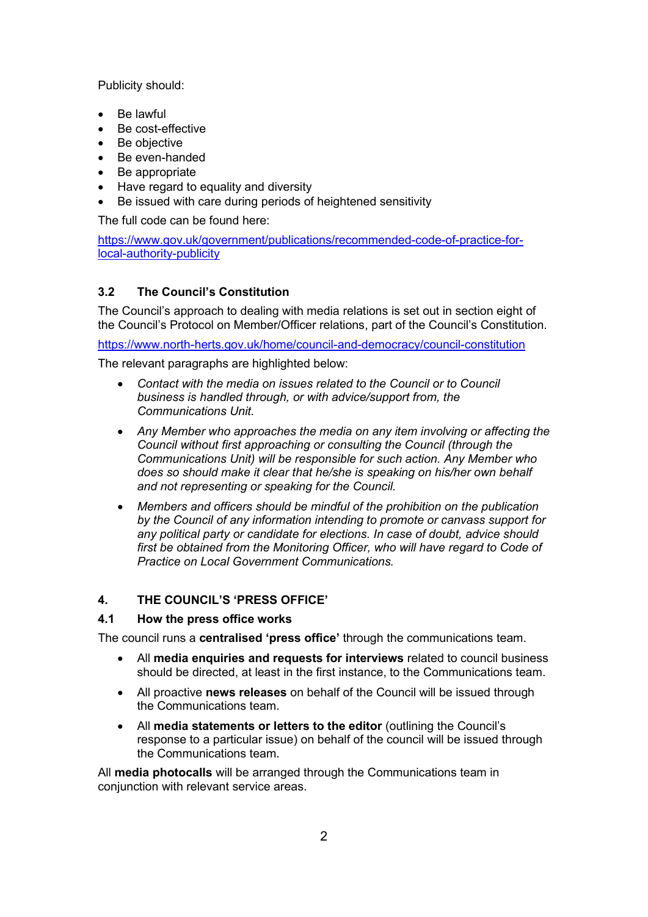Publicity should:

- Be lawful
- Be cost-effective
- Be objective
- Be even-handed
- Be appropriate
- Have regard to equality and diversity
- Be issued with care during periods of heightened sensitivity

The full code can be found here:

[https://www.gov.uk/government/publications/recommended-code-of-practice-for-local-authority-publicity](https://www.gov.uk/government/publications/recommended-code-of-practice-for-local-authority-publicity)

### 3.2 The Council's Constitution

The Council's approach to dealing with media relations is set out in section eight of the Council's Protocol on Member/Officer relations, part of the Council's Constitution.

[https://www.north-herts.gov.uk/home/council-and-democracy/council-constitution](https://www.north-herts.gov.uk/home/council-and-democracy/council-constitution)

The relevant paragraphs are highlighted below:

- *Contact with the media on issues related to the Council or to Council business is handled through, or with advice/support from, the Communications Unit.*
- *Any Member who approaches the media on any item involving or affecting the Council without first approaching or consulting the Council (through the Communications Unit) will be responsible for such action. Any Member who does so should make it clear that he/she is speaking on his/her own behalf and not representing or speaking for the Council.*
- *Members and officers should be mindful of the prohibition on the publication by the Council of any information intending to promote or canvass support for any political party or candidate for elections. In case of doubt, advice should first be obtained from the Monitoring Officer, who will have regard to Code of Practice on Local Government Communications.*

## 4. THE COUNCIL'S 'PRESS OFFICE'

### 4.1 How the press office works

The council runs a **centralised 'press office'** through the communications team.

- All **media enquiries and requests for interviews** related to council business should be directed, at least in the first instance, to the Communications team.
- All proactive **news releases** on behalf of the Council will be issued through the Communications team.
- All **media statements or letters to the editor** (outlining the Council's response to a particular issue) on behalf of the council will be issued through the Communications team.

All **media photocalls** will be arranged through the Communications team in conjunction with relevant service areas.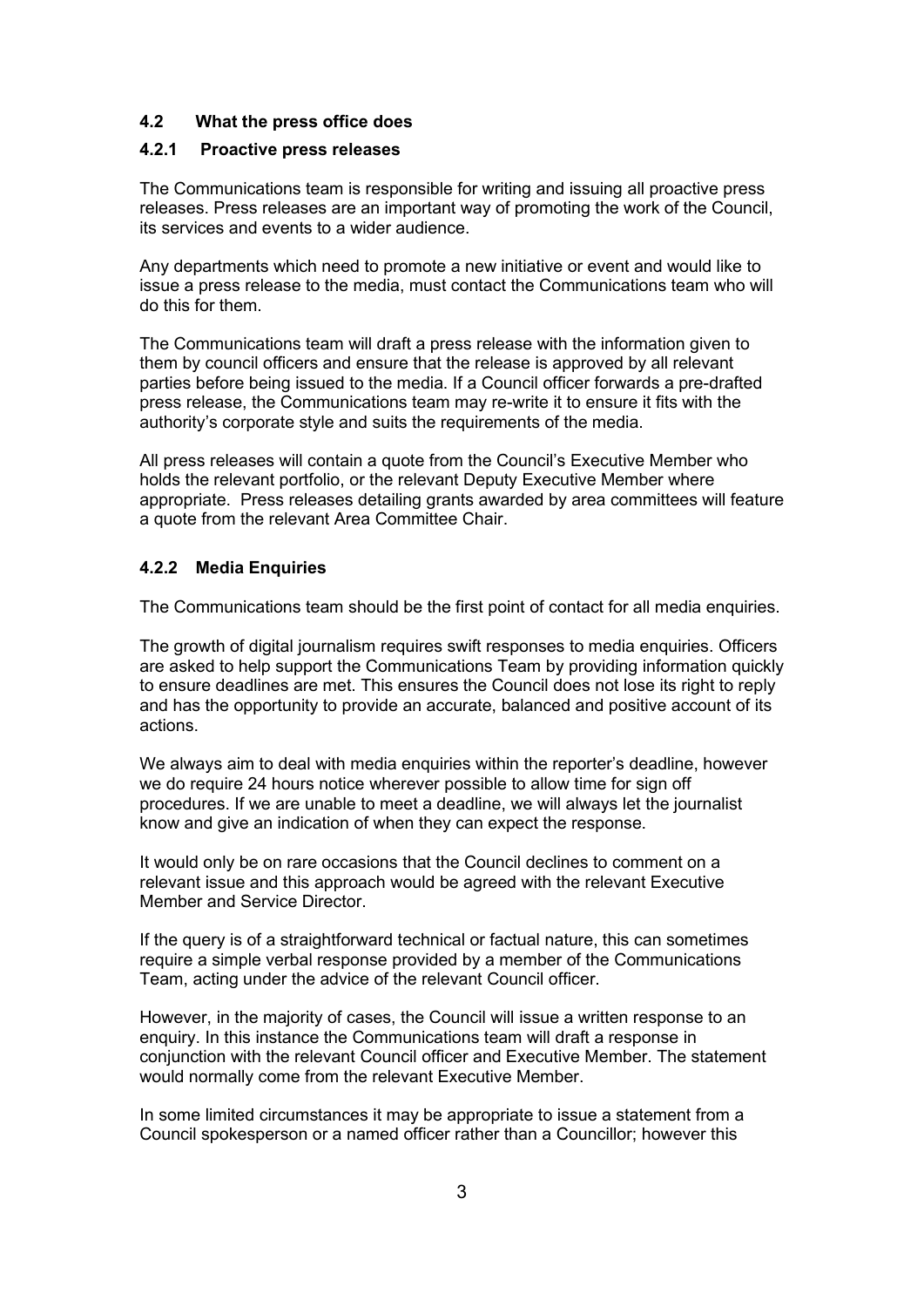### 4.2 What the press office does

#### 4.2.1 Proactive press releases

The Communications team is responsible for writing and issuing all proactive press releases. Press releases are an important way of promoting the work of the Council, its services and events to a wider audience.

Any departments which need to promote a new initiative or event and would like to issue a press release to the media, must contact the Communications team who will do this for them.

The Communications team will draft a press release with the information given to them by council officers and ensure that the release is approved by all relevant parties before being issued to the media. If a Council officer forwards a pre-drafted press release, the Communications team may re-write it to ensure it fits with the authority's corporate style and suits the requirements of the media.

All press releases will contain a quote from the Council's Executive Member who holds the relevant portfolio, or the relevant Deputy Executive Member where appropriate. Press releases detailing grants awarded by area committees will feature a quote from the relevant Area Committee Chair.

#### 4.2.2 Media Enquiries

The Communications team should be the first point of contact for all media enquiries.

The growth of digital journalism requires swift responses to media enquiries. Officers are asked to help support the Communications Team by providing information quickly to ensure deadlines are met. This ensures the Council does not lose its right to reply and has the opportunity to provide an accurate, balanced and positive account of its actions.

We always aim to deal with media enquiries within the reporter's deadline, however we do require 24 hours notice wherever possible to allow time for sign off procedures. If we are unable to meet a deadline, we will always let the journalist know and give an indication of when they can expect the response.

It would only be on rare occasions that the Council declines to comment on a relevant issue and this approach would be agreed with the relevant Executive Member and Service Director.

If the query is of a straightforward technical or factual nature, this can sometimes require a simple verbal response provided by a member of the Communications Team, acting under the advice of the relevant Council officer.

However, in the majority of cases, the Council will issue a written response to an enquiry. In this instance the Communications team will draft a response in conjunction with the relevant Council officer and Executive Member. The statement would normally come from the relevant Executive Member.

In some limited circumstances it may be appropriate to issue a statement from a Council spokesperson or a named officer rather than a Councillor; however this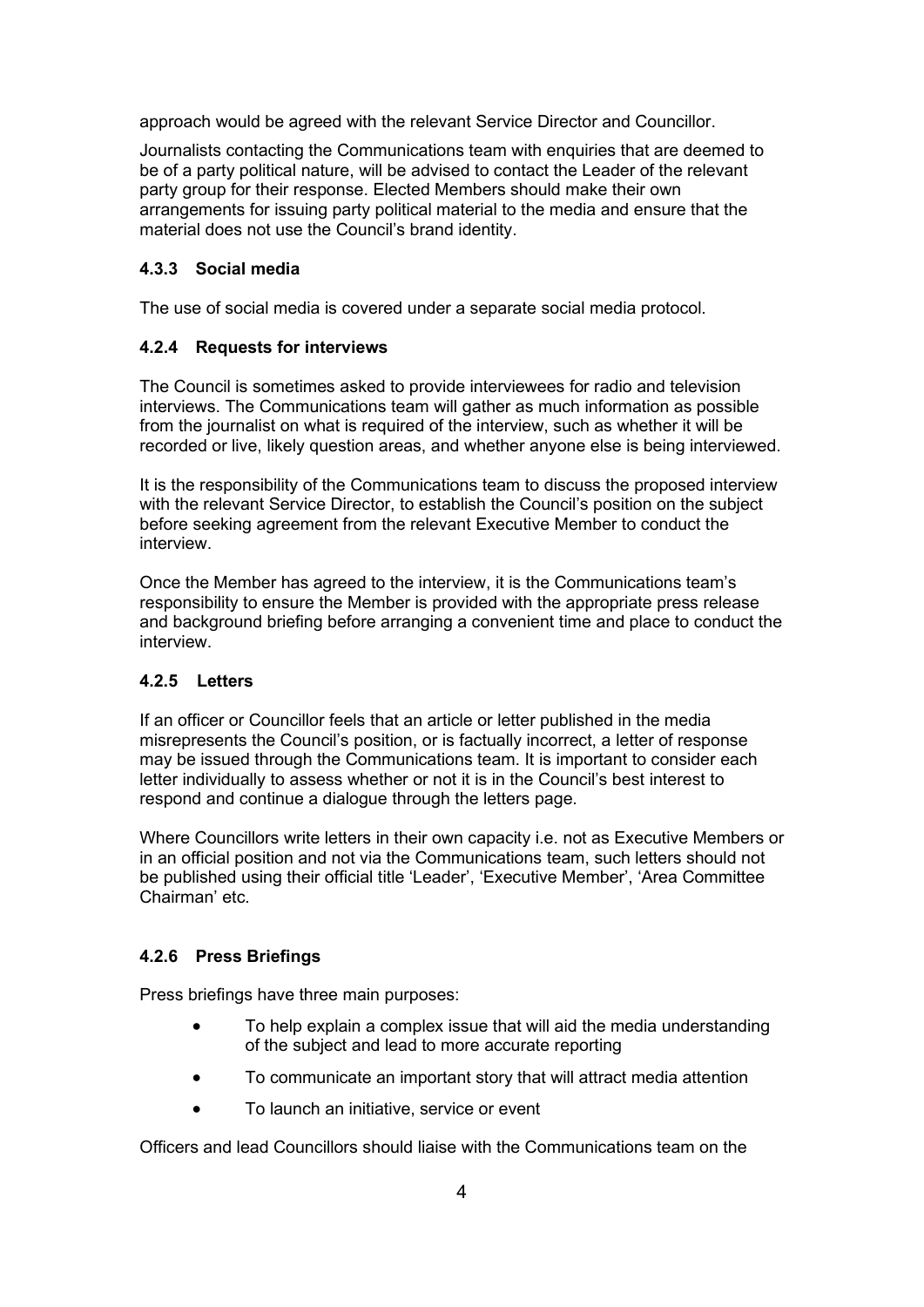approach would be agreed with the relevant Service Director and Councillor.

Journalists contacting the Communications team with enquiries that are deemed to be of a party political nature, will be advised to contact the Leader of the relevant party group for their response. Elected Members should make their own arrangements for issuing party political material to the media and ensure that the material does not use the Council's brand identity.

#### 4.3.3 Social media

The use of social media is covered under a separate social media protocol.

#### 4.2.4 Requests for interviews

The Council is sometimes asked to provide interviewees for radio and television interviews. The Communications team will gather as much information as possible from the journalist on what is required of the interview, such as whether it will be recorded or live, likely question areas, and whether anyone else is being interviewed.

It is the responsibility of the Communications team to discuss the proposed interview with the relevant Service Director, to establish the Council's position on the subject before seeking agreement from the relevant Executive Member to conduct the interview.

Once the Member has agreed to the interview, it is the Communications team's responsibility to ensure the Member is provided with the appropriate press release and background briefing before arranging a convenient time and place to conduct the interview.

#### 4.2.5 Letters

If an officer or Councillor feels that an article or letter published in the media misrepresents the Council's position, or is factually incorrect, a letter of response may be issued through the Communications team. It is important to consider each letter individually to assess whether or not it is in the Council's best interest to respond and continue a dialogue through the letters page.

Where Councillors write letters in their own capacity i.e. not as Executive Members or in an official position and not via the Communications team, such letters should not be published using their official title 'Leader', 'Executive Member', 'Area Committee Chairman' etc.

#### 4.2.6 Press Briefings

Press briefings have three main purposes:

- To help explain a complex issue that will aid the media understanding of the subject and lead to more accurate reporting
- To communicate an important story that will attract media attention
- To launch an initiative, service or event

Officers and lead Councillors should liaise with the Communications team on the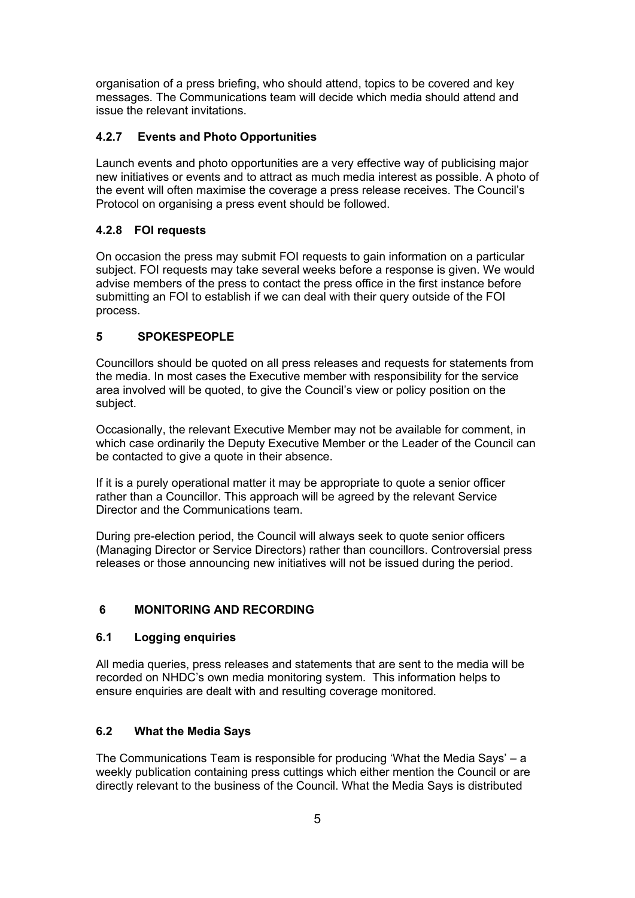organisation of a press briefing, who should attend, topics to be covered and key messages. The Communications team will decide which media should attend and issue the relevant invitations.

#### 4.2.7 Events and Photo Opportunities

Launch events and photo opportunities are a very effective way of publicising major new initiatives or events and to attract as much media interest as possible. A photo of the event will often maximise the coverage a press release receives. The Council's Protocol on organising a press event should be followed.

#### 4.2.8 FOI requests

On occasion the press may submit FOI requests to gain information on a particular subject. FOI requests may take several weeks before a response is given. We would advise members of the press to contact the press office in the first instance before submitting an FOI to establish if we can deal with their query outside of the FOI process.

## 5 SPOKESPEOPLE

Councillors should be quoted on all press releases and requests for statements from the media. In most cases the Executive member with responsibility for the service area involved will be quoted, to give the Council's view or policy position on the subject.

Occasionally, the relevant Executive Member may not be available for comment, in which case ordinarily the Deputy Executive Member or the Leader of the Council can be contacted to give a quote in their absence.

If it is a purely operational matter it may be appropriate to quote a senior officer rather than a Councillor. This approach will be agreed by the relevant Service Director and the Communications team.

During pre-election period, the Council will always seek to quote senior officers (Managing Director or Service Directors) rather than councillors. Controversial press releases or those announcing new initiatives will not be issued during the period.

## 6 MONITORING AND RECORDING

### 6.1 Logging enquiries

All media queries, press releases and statements that are sent to the media will be recorded on NHDC's own media monitoring system. This information helps to ensure enquiries are dealt with and resulting coverage monitored.

### 6.2 What the Media Says

The Communications Team is responsible for producing 'What the Media Says' – a weekly publication containing press cuttings which either mention the Council or are directly relevant to the business of the Council. What the Media Says is distributed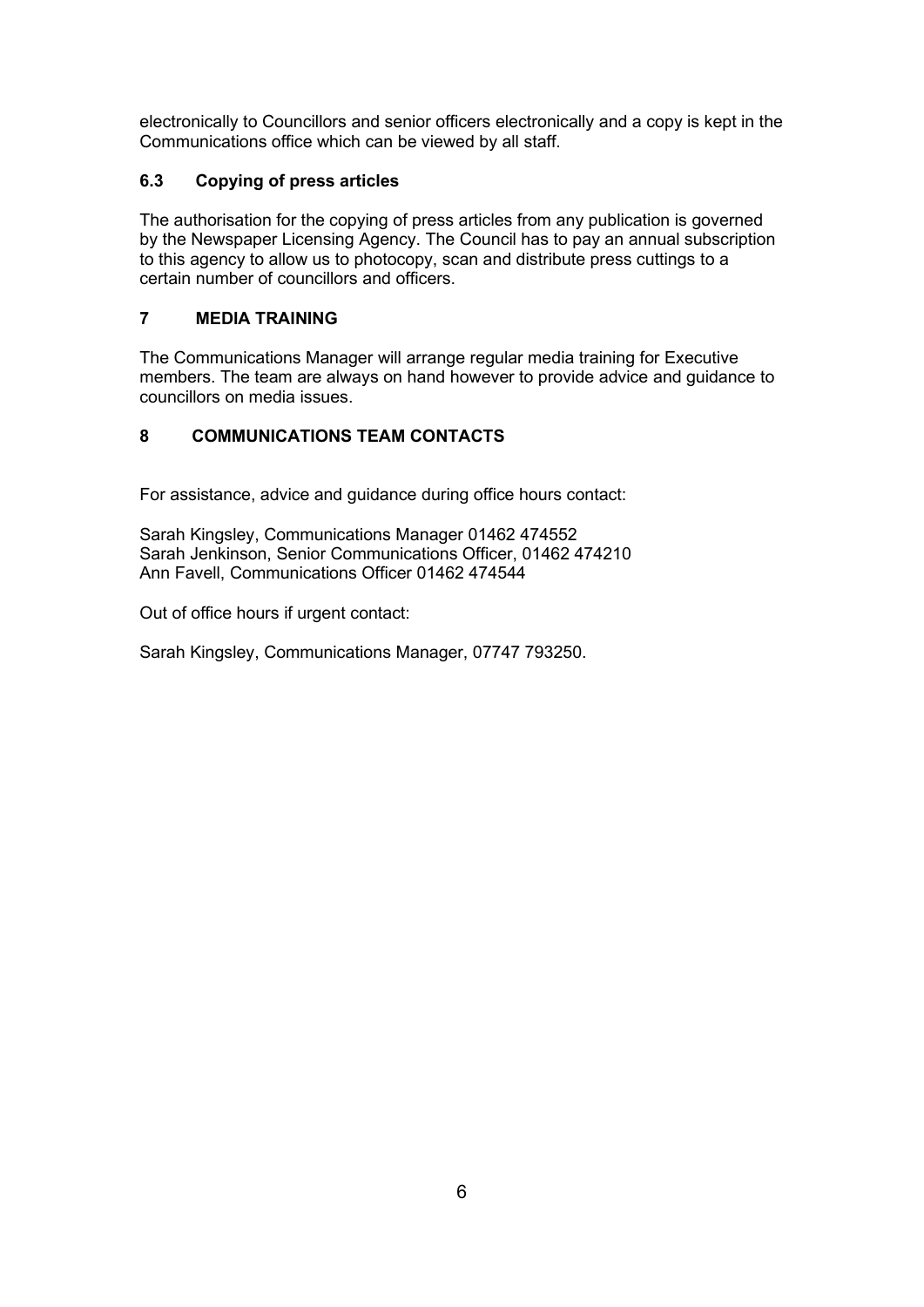electronically to Councillors and senior officers electronically and a copy is kept in the Communications office which can be viewed by all staff.

### 6.3 Copying of press articles

The authorisation for the copying of press articles from any publication is governed by the Newspaper Licensing Agency. The Council has to pay an annual subscription to this agency to allow us to photocopy, scan and distribute press cuttings to a certain number of councillors and officers.

## 7 MEDIA TRAINING

The Communications Manager will arrange regular media training for Executive members. The team are always on hand however to provide advice and guidance to councillors on media issues.

## 8 COMMUNICATIONS TEAM CONTACTS

For assistance, advice and guidance during office hours contact:

Sarah Kingsley, Communications Manager 01462 474552
Sarah Jenkinson, Senior Communications Officer, 01462 474210
Ann Favell, Communications Officer 01462 474544

Out of office hours if urgent contact:

Sarah Kingsley, Communications Manager, 07747 793250.